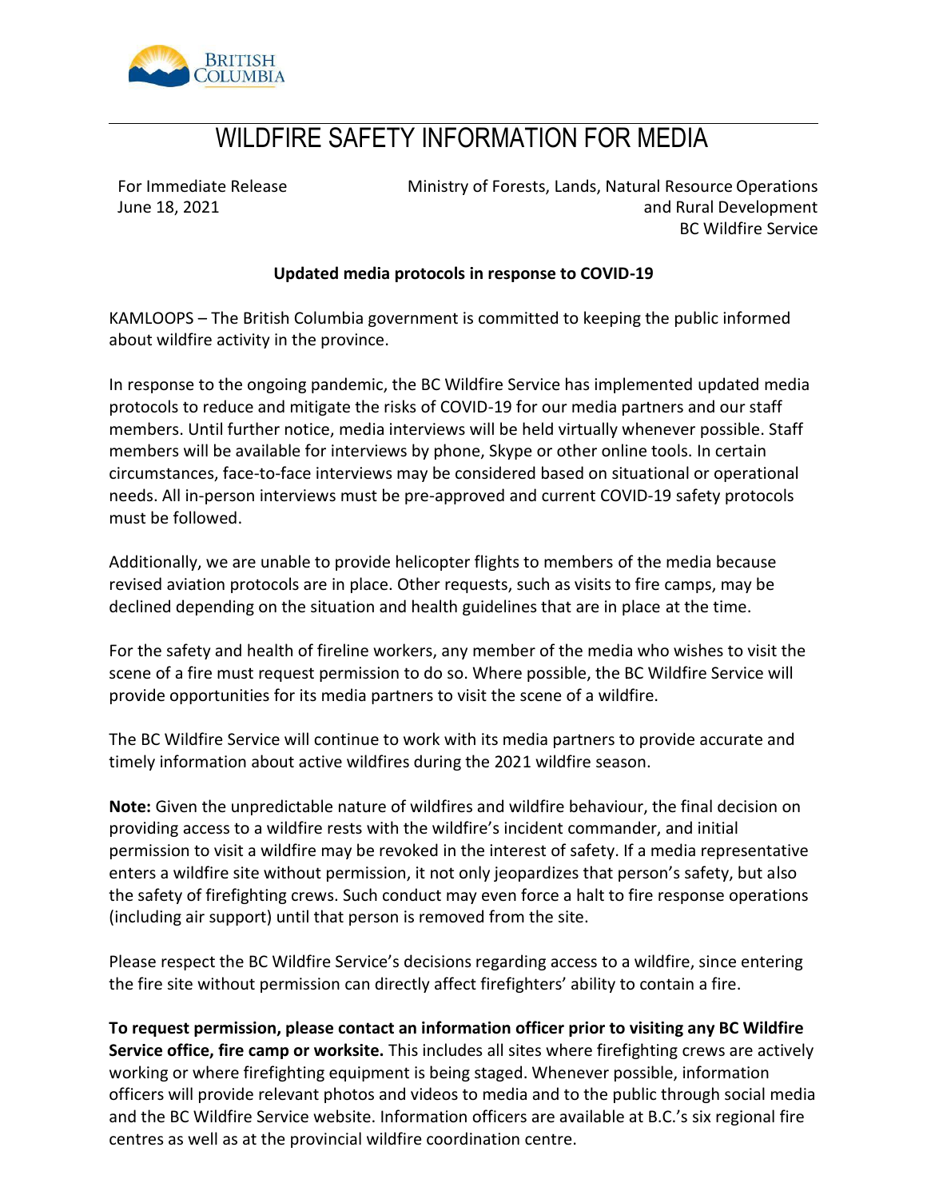# WILDFIRE SAFETY INFORMATION FOR MEDIA

For Immediate Release
June 18, 2021

Ministry of Forests, Lands, Natural Resource Operations and Rural Development
BC Wildfire Service

**Updated media protocols in response to COVID-19**

KAMLOOPS – The British Columbia government is committed to keeping the public informed about wildfire activity in the province.

In response to the ongoing pandemic, the BC Wildfire Service has implemented updated media protocols to reduce and mitigate the risks of COVID-19 for our media partners and our staff members. Until further notice, media interviews will be held virtually whenever possible. Staff members will be available for interviews by phone, Skype or other online tools. In certain circumstances, face-to-face interviews may be considered based on situational or operational needs. All in-person interviews must be pre-approved and current COVID-19 safety protocols must be followed.

Additionally, we are unable to provide helicopter flights to members of the media because revised aviation protocols are in place. Other requests, such as visits to fire camps, may be declined depending on the situation and health guidelines that are in place at the time.

For the safety and health of fireline workers, any member of the media who wishes to visit the scene of a fire must request permission to do so. Where possible, the BC Wildfire Service will provide opportunities for its media partners to visit the scene of a wildfire.

The BC Wildfire Service will continue to work with its media partners to provide accurate and timely information about active wildfires during the 2021 wildfire season.

**Note:** Given the unpredictable nature of wildfires and wildfire behaviour, the final decision on providing access to a wildfire rests with the wildfire's incident commander, and initial permission to visit a wildfire may be revoked in the interest of safety. If a media representative enters a wildfire site without permission, it not only jeopardizes that person's safety, but also the safety of firefighting crews. Such conduct may even force a halt to fire response operations (including air support) until that person is removed from the site.

Please respect the BC Wildfire Service's decisions regarding access to a wildfire, since entering the fire site without permission can directly affect firefighters' ability to contain a fire.

**To request permission, please contact an information officer prior to visiting any BC Wildfire Service office, fire camp or worksite.** This includes all sites where firefighting crews are actively working or where firefighting equipment is being staged. Whenever possible, information officers will provide relevant photos and videos to media and to the public through social media and the BC Wildfire Service website. Information officers are available at B.C.'s six regional fire centres as well as at the provincial wildfire coordination centre.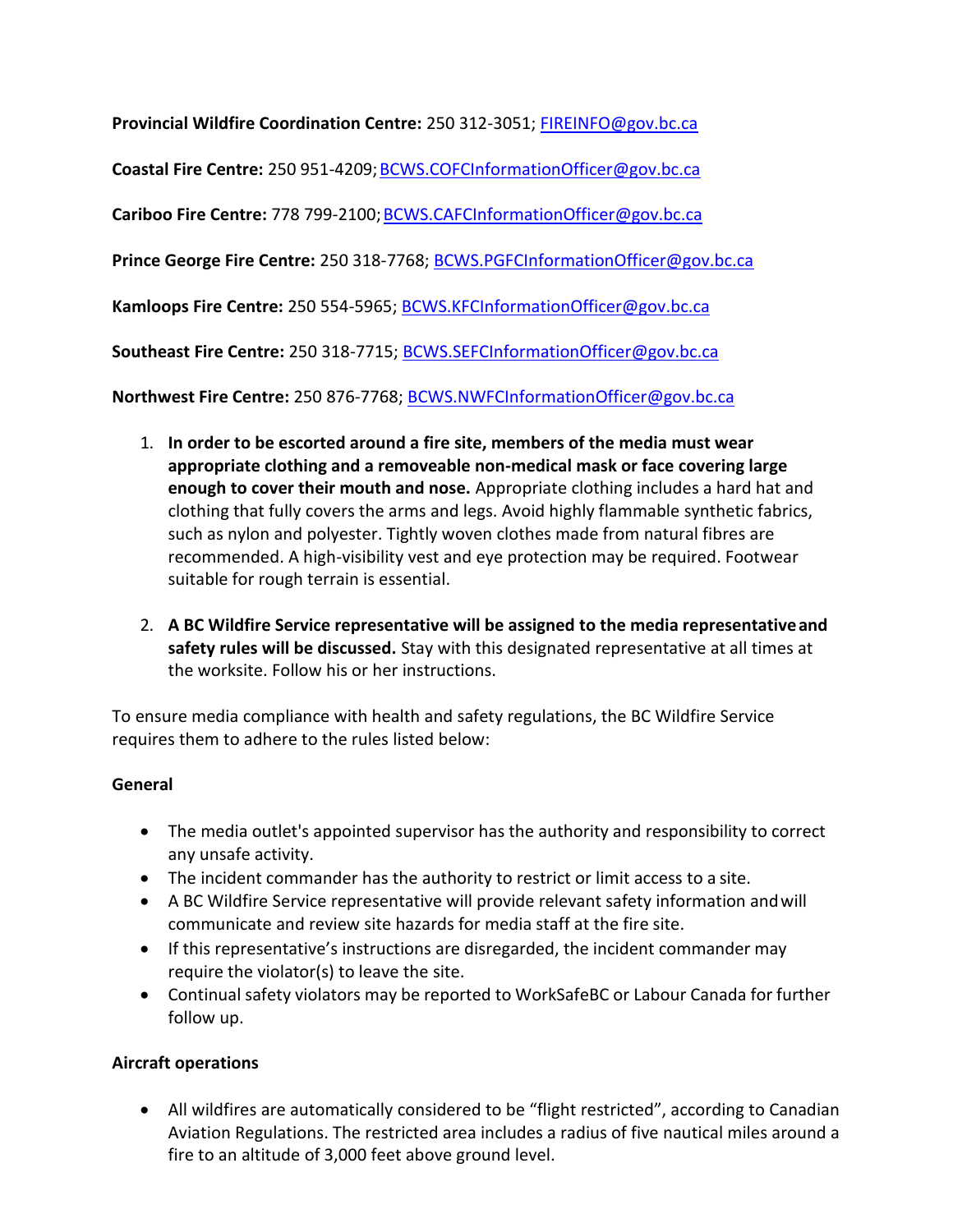**Provincial Wildfire Coordination Centre:** 250 312-3051; FIREINFO@gov.bc.ca

**Coastal Fire Centre:** 250 951-4209; BCWS.COFCInformationOfficer@gov.bc.ca

**Cariboo Fire Centre:** 778 799-2100; BCWS.CAFCInformationOfficer@gov.bc.ca

**Prince George Fire Centre:** 250 318-7768; BCWS.PGFCInformationOfficer@gov.bc.ca

**Kamloops Fire Centre:** 250 554-5965; BCWS.KFCInformationOfficer@gov.bc.ca

**Southeast Fire Centre:** 250 318-7715; BCWS.SEFCInformationOfficer@gov.bc.ca

**Northwest Fire Centre:** 250 876-7768; BCWS.NWFCInformationOfficer@gov.bc.ca

1. **In order to be escorted around a fire site, members of the media must wear appropriate clothing and a removeable non-medical mask or face covering large enough to cover their mouth and nose.** Appropriate clothing includes a hard hat and clothing that fully covers the arms and legs. Avoid highly flammable synthetic fabrics, such as nylon and polyester. Tightly woven clothes made from natural fibres are recommended. A high-visibility vest and eye protection may be required. Footwear suitable for rough terrain is essential.

2. **A BC Wildfire Service representative will be assigned to the media representative and safety rules will be discussed.** Stay with this designated representative at all times at the worksite. Follow his or her instructions.

To ensure media compliance with health and safety regulations, the BC Wildfire Service requires them to adhere to the rules listed below:

**General**

- The media outlet's appointed supervisor has the authority and responsibility to correct any unsafe activity.
- The incident commander has the authority to restrict or limit access to a site.
- A BC Wildfire Service representative will provide relevant safety information and will communicate and review site hazards for media staff at the fire site.
- If this representative's instructions are disregarded, the incident commander may require the violator(s) to leave the site.
- Continual safety violators may be reported to WorkSafeBC or Labour Canada for further follow up.

**Aircraft operations**

- All wildfires are automatically considered to be "flight restricted", according to Canadian Aviation Regulations. The restricted area includes a radius of five nautical miles around a fire to an altitude of 3,000 feet above ground level.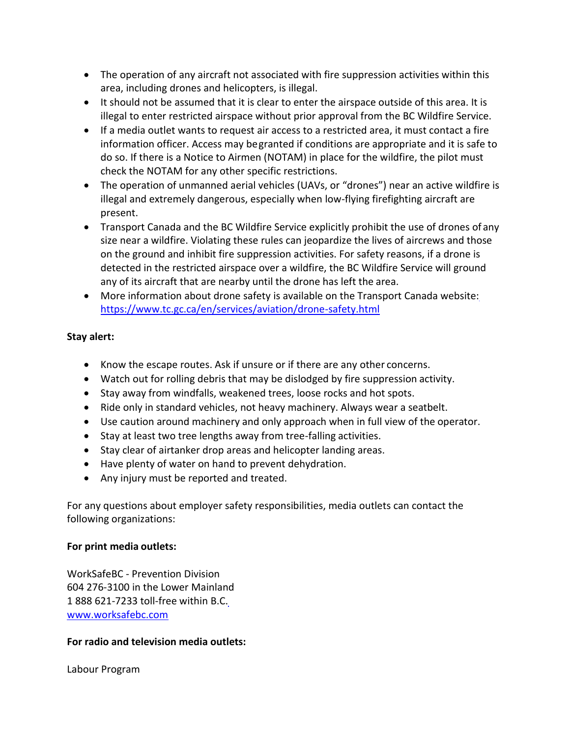- The operation of any aircraft not associated with fire suppression activities within this area, including drones and helicopters, is illegal.
- It should not be assumed that it is clear to enter the airspace outside of this area. It is illegal to enter restricted airspace without prior approval from the BC Wildfire Service.
- If a media outlet wants to request air access to a restricted area, it must contact a fire information officer. Access may be granted if conditions are appropriate and it is safe to do so. If there is a Notice to Airmen (NOTAM) in place for the wildfire, the pilot must check the NOTAM for any other specific restrictions.
- The operation of unmanned aerial vehicles (UAVs, or "drones") near an active wildfire is illegal and extremely dangerous, especially when low-flying firefighting aircraft are present.
- Transport Canada and the BC Wildfire Service explicitly prohibit the use of drones of any size near a wildfire. Violating these rules can jeopardize the lives of aircrews and those on the ground and inhibit fire suppression activities. For safety reasons, if a drone is detected in the restricted airspace over a wildfire, the BC Wildfire Service will ground any of its aircraft that are nearby until the drone has left the area.
- More information about drone safety is available on the Transport Canada website: https://www.tc.gc.ca/en/services/aviation/drone-safety.html

**Stay alert:**

- Know the escape routes. Ask if unsure or if there are any other concerns.
- Watch out for rolling debris that may be dislodged by fire suppression activity.
- Stay away from windfalls, weakened trees, loose rocks and hot spots.
- Ride only in standard vehicles, not heavy machinery. Always wear a seatbelt.
- Use caution around machinery and only approach when in full view of the operator.
- Stay at least two tree lengths away from tree-falling activities.
- Stay clear of airtanker drop areas and helicopter landing areas.
- Have plenty of water on hand to prevent dehydration.
- Any injury must be reported and treated.

For any questions about employer safety responsibilities, media outlets can contact the following organizations:

**For print media outlets:**

WorkSafeBC - Prevention Division
604 276-3100 in the Lower Mainland
1 888 621-7233 toll-free within B.C.
www.worksafebc.com

**For radio and television media outlets:**

Labour Program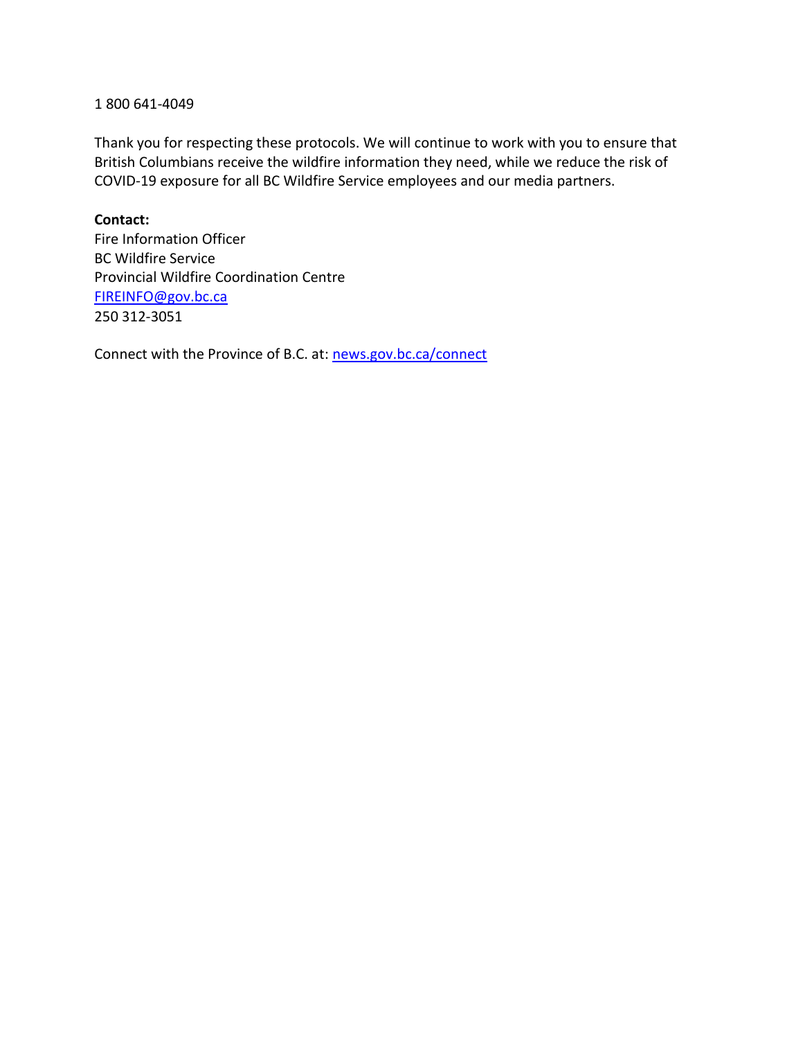1 800 641-4049

Thank you for respecting these protocols. We will continue to work with you to ensure that British Columbians receive the wildfire information they need, while we reduce the risk of COVID-19 exposure for all BC Wildfire Service employees and our media partners.

**Contact:**
Fire Information Officer
BC Wildfire Service
Provincial Wildfire Coordination Centre
FIREINFO@gov.bc.ca
250 312-3051

Connect with the Province of B.C. at: news.gov.bc.ca/connect